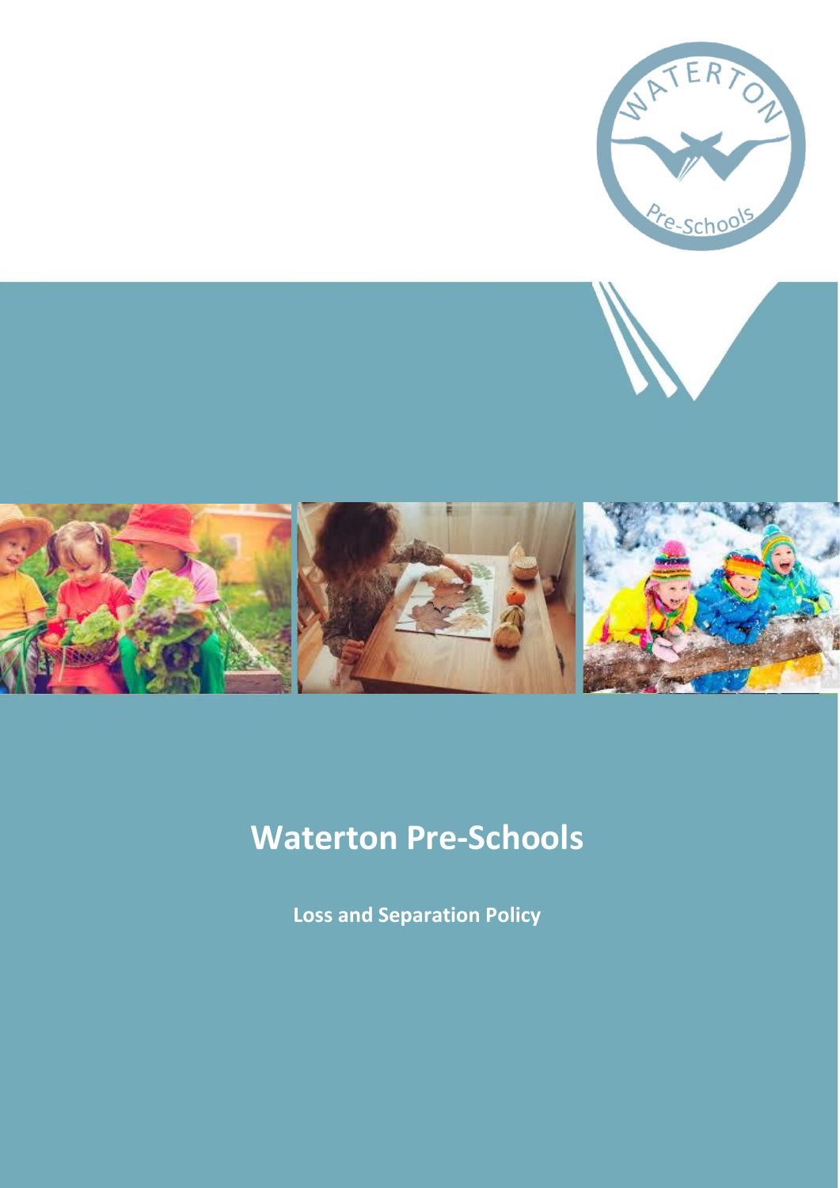# Waterton Pre-Schools

**Loss and Separation Policy**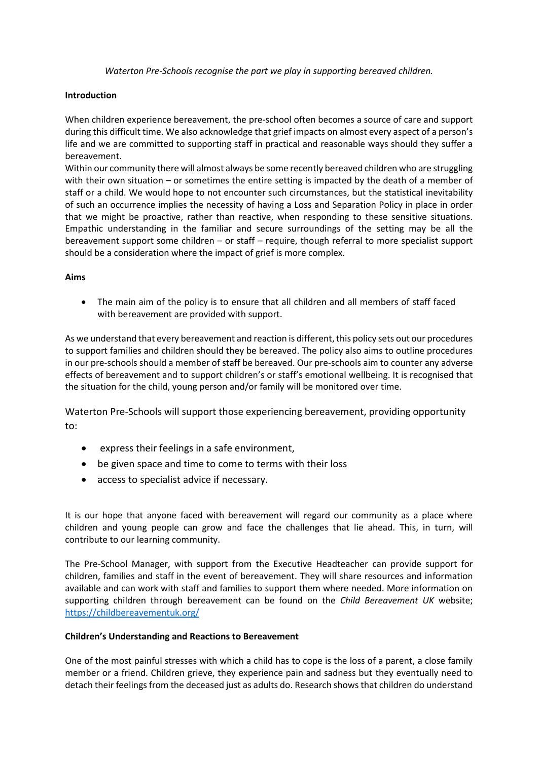*Waterton Pre-Schools recognise the part we play in supporting bereaved children.*

**Introduction**

When children experience bereavement, the pre-school often becomes a source of care and support during this difficult time. We also acknowledge that grief impacts on almost every aspect of a person's life and we are committed to supporting staff in practical and reasonable ways should they suffer a bereavement.

Within our community there will almost always be some recently bereaved children who are struggling with their own situation – or sometimes the entire setting is impacted by the death of a member of staff or a child. We would hope to not encounter such circumstances, but the statistical inevitability of such an occurrence implies the necessity of having a Loss and Separation Policy in place in order that we might be proactive, rather than reactive, when responding to these sensitive situations. Empathic understanding in the familiar and secure surroundings of the setting may be all the bereavement support some children – or staff – require, though referral to more specialist support should be a consideration where the impact of grief is more complex.

**Aims**

- The main aim of the policy is to ensure that all children and all members of staff faced with bereavement are provided with support.

As we understand that every bereavement and reaction is different, this policy sets out our procedures to support families and children should they be bereaved. The policy also aims to outline procedures in our pre-schools should a member of staff be bereaved. Our pre-schools aim to counter any adverse effects of bereavement and to support children's or staff's emotional wellbeing. It is recognised that the situation for the child, young person and/or family will be monitored over time.

Waterton Pre-Schools will support those experiencing bereavement, providing opportunity to:

- express their feelings in a safe environment,
- be given space and time to come to terms with their loss
- access to specialist advice if necessary.

It is our hope that anyone faced with bereavement will regard our community as a place where children and young people can grow and face the challenges that lie ahead. This, in turn, will contribute to our learning community.

The Pre-School Manager, with support from the Executive Headteacher can provide support for children, families and staff in the event of bereavement. They will share resources and information available and can work with staff and families to support them where needed. More information on supporting children through bereavement can be found on the *Child Bereavement UK* website; https://childbereavementuk.org/

**Children's Understanding and Reactions to Bereavement**

One of the most painful stresses with which a child has to cope is the loss of a parent, a close family member or a friend. Children grieve, they experience pain and sadness but they eventually need to detach their feelings from the deceased just as adults do. Research shows that children do understand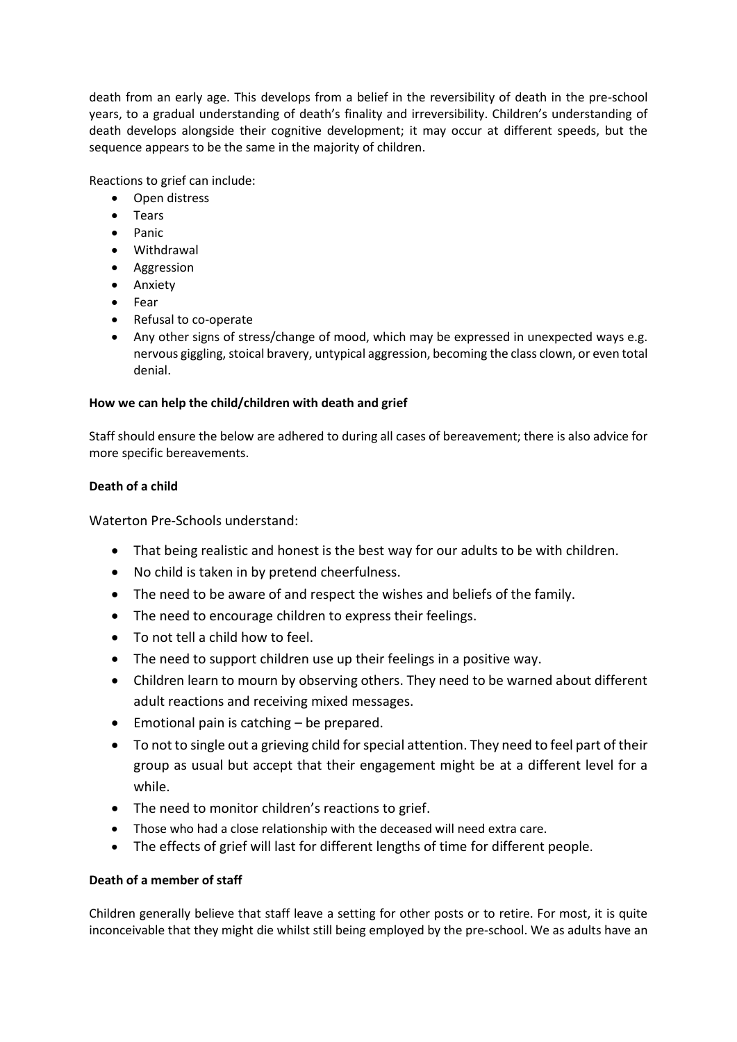death from an early age. This develops from a belief in the reversibility of death in the pre-school years, to a gradual understanding of death's finality and irreversibility. Children's understanding of death develops alongside their cognitive development; it may occur at different speeds, but the sequence appears to be the same in the majority of children.

Reactions to grief can include:

- Open distress
- Tears
- Panic
- Withdrawal
- Aggression
- Anxiety
- Fear
- Refusal to co-operate
- Any other signs of stress/change of mood, which may be expressed in unexpected ways e.g. nervous giggling, stoical bravery, untypical aggression, becoming the class clown, or even total denial.

**How we can help the child/children with death and grief**

Staff should ensure the below are adhered to during all cases of bereavement; there is also advice for more specific bereavements.

**Death of a child**

Waterton Pre-Schools understand:

- That being realistic and honest is the best way for our adults to be with children.
- No child is taken in by pretend cheerfulness.
- The need to be aware of and respect the wishes and beliefs of the family.
- The need to encourage children to express their feelings.
- To not tell a child how to feel.
- The need to support children use up their feelings in a positive way.
- Children learn to mourn by observing others. They need to be warned about different adult reactions and receiving mixed messages.
- Emotional pain is catching – be prepared.
- To not to single out a grieving child for special attention. They need to feel part of their group as usual but accept that their engagement might be at a different level for a while.
- The need to monitor children's reactions to grief.
- Those who had a close relationship with the deceased will need extra care.
- The effects of grief will last for different lengths of time for different people.

**Death of a member of staff**

Children generally believe that staff leave a setting for other posts or to retire. For most, it is quite inconceivable that they might die whilst still being employed by the pre-school. We as adults have an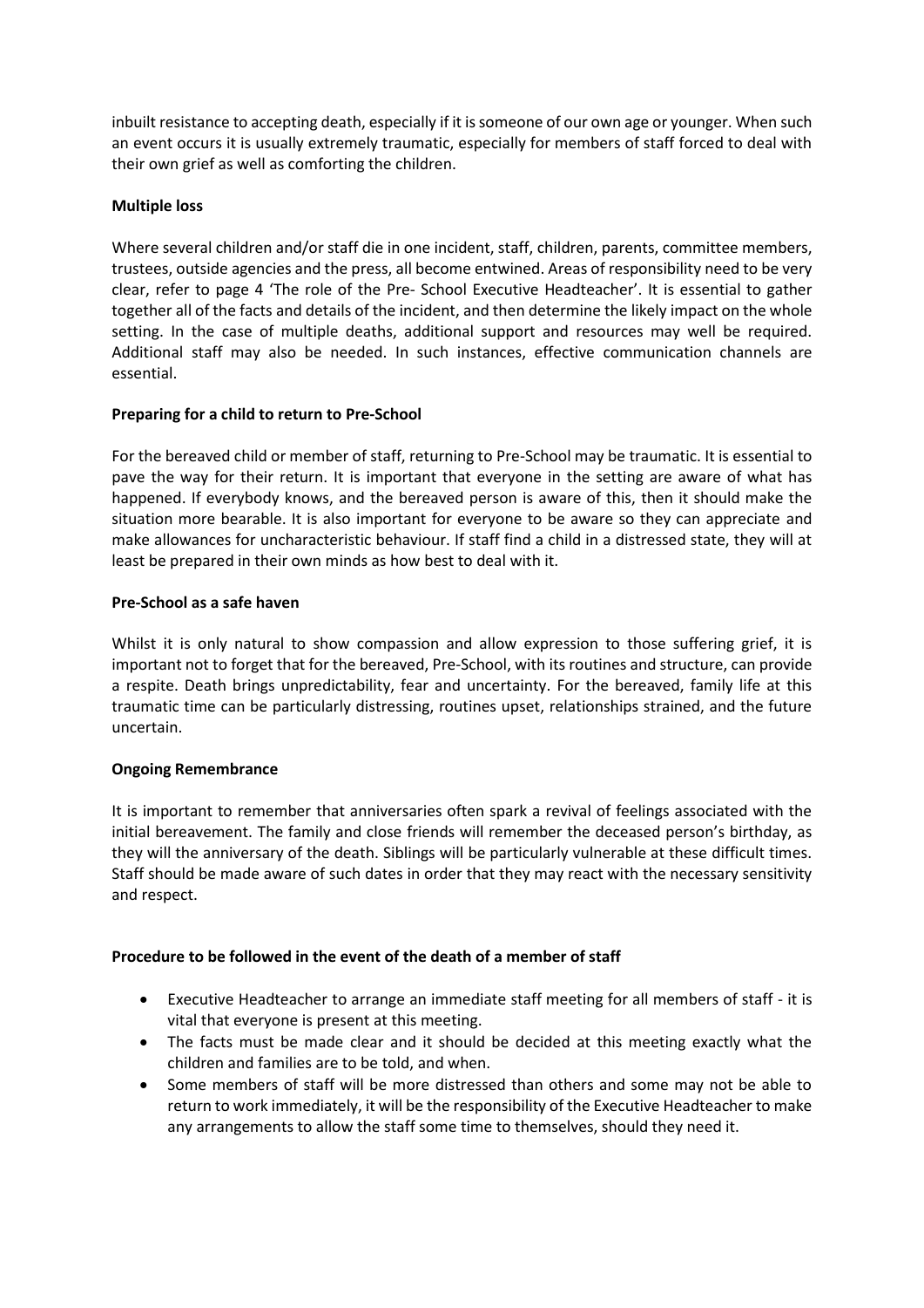inbuilt resistance to accepting death, especially if it is someone of our own age or younger. When such an event occurs it is usually extremely traumatic, especially for members of staff forced to deal with their own grief as well as comforting the children.

**Multiple loss**

Where several children and/or staff die in one incident, staff, children, parents, committee members, trustees, outside agencies and the press, all become entwined. Areas of responsibility need to be very clear, refer to page 4 'The role of the Pre- School Executive Headteacher'. It is essential to gather together all of the facts and details of the incident, and then determine the likely impact on the whole setting. In the case of multiple deaths, additional support and resources may well be required. Additional staff may also be needed. In such instances, effective communication channels are essential.

**Preparing for a child to return to Pre-School**

For the bereaved child or member of staff, returning to Pre-School may be traumatic. It is essential to pave the way for their return. It is important that everyone in the setting are aware of what has happened. If everybody knows, and the bereaved person is aware of this, then it should make the situation more bearable. It is also important for everyone to be aware so they can appreciate and make allowances for uncharacteristic behaviour. If staff find a child in a distressed state, they will at least be prepared in their own minds as how best to deal with it.

**Pre-School as a safe haven**

Whilst it is only natural to show compassion and allow expression to those suffering grief, it is important not to forget that for the bereaved, Pre-School, with its routines and structure, can provide a respite. Death brings unpredictability, fear and uncertainty. For the bereaved, family life at this traumatic time can be particularly distressing, routines upset, relationships strained, and the future uncertain.

**Ongoing Remembrance**

It is important to remember that anniversaries often spark a revival of feelings associated with the initial bereavement. The family and close friends will remember the deceased person's birthday, as they will the anniversary of the death. Siblings will be particularly vulnerable at these difficult times. Staff should be made aware of such dates in order that they may react with the necessary sensitivity and respect.

**Procedure to be followed in the event of the death of a member of staff**

- Executive Headteacher to arrange an immediate staff meeting for all members of staff - it is vital that everyone is present at this meeting.
- The facts must be made clear and it should be decided at this meeting exactly what the children and families are to be told, and when.
- Some members of staff will be more distressed than others and some may not be able to return to work immediately, it will be the responsibility of the Executive Headteacher to make any arrangements to allow the staff some time to themselves, should they need it.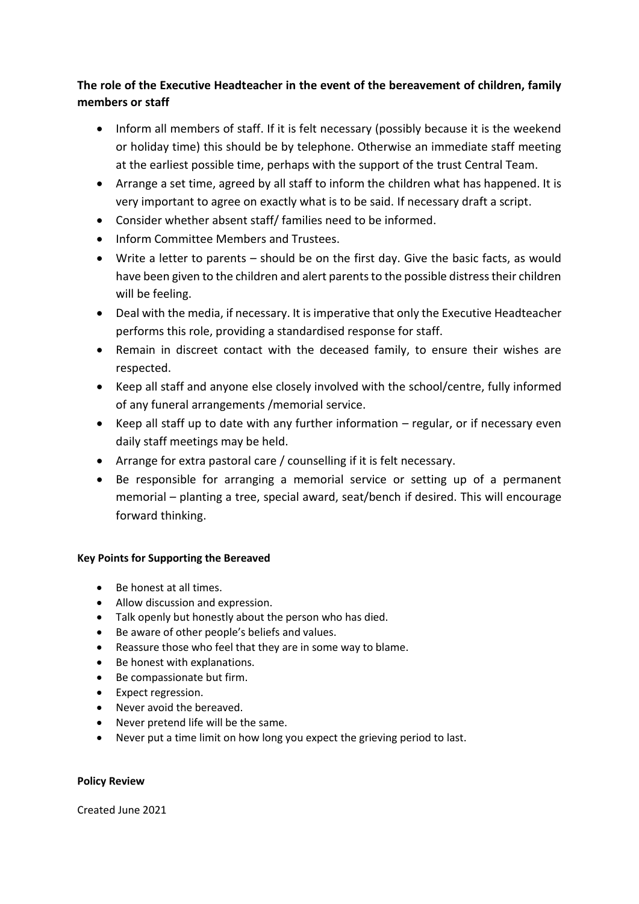### The role of the Executive Headteacher in the event of the bereavement of children, family members or staff

- Inform all members of staff. If it is felt necessary (possibly because it is the weekend or holiday time) this should be by telephone. Otherwise an immediate staff meeting at the earliest possible time, perhaps with the support of the trust Central Team.
- Arrange a set time, agreed by all staff to inform the children what has happened. It is very important to agree on exactly what is to be said. If necessary draft a script.
- Consider whether absent staff/ families need to be informed.
- Inform Committee Members and Trustees.
- Write a letter to parents – should be on the first day. Give the basic facts, as would have been given to the children and alert parents to the possible distress their children will be feeling.
- Deal with the media, if necessary. It is imperative that only the Executive Headteacher performs this role, providing a standardised response for staff.
- Remain in discreet contact with the deceased family, to ensure their wishes are respected.
- Keep all staff and anyone else closely involved with the school/centre, fully informed of any funeral arrangements /memorial service.
- Keep all staff up to date with any further information – regular, or if necessary even daily staff meetings may be held.
- Arrange for extra pastoral care / counselling if it is felt necessary.
- Be responsible for arranging a memorial service or setting up of a permanent memorial – planting a tree, special award, seat/bench if desired. This will encourage forward thinking.

#### Key Points for Supporting the Bereaved

- Be honest at all times.
- Allow discussion and expression.
- Talk openly but honestly about the person who has died.
- Be aware of other people's beliefs and values.
- Reassure those who feel that they are in some way to blame.
- Be honest with explanations.
- Be compassionate but firm.
- Expect regression.
- Never avoid the bereaved.
- Never pretend life will be the same.
- Never put a time limit on how long you expect the grieving period to last.

#### Policy Review

Created June 2021